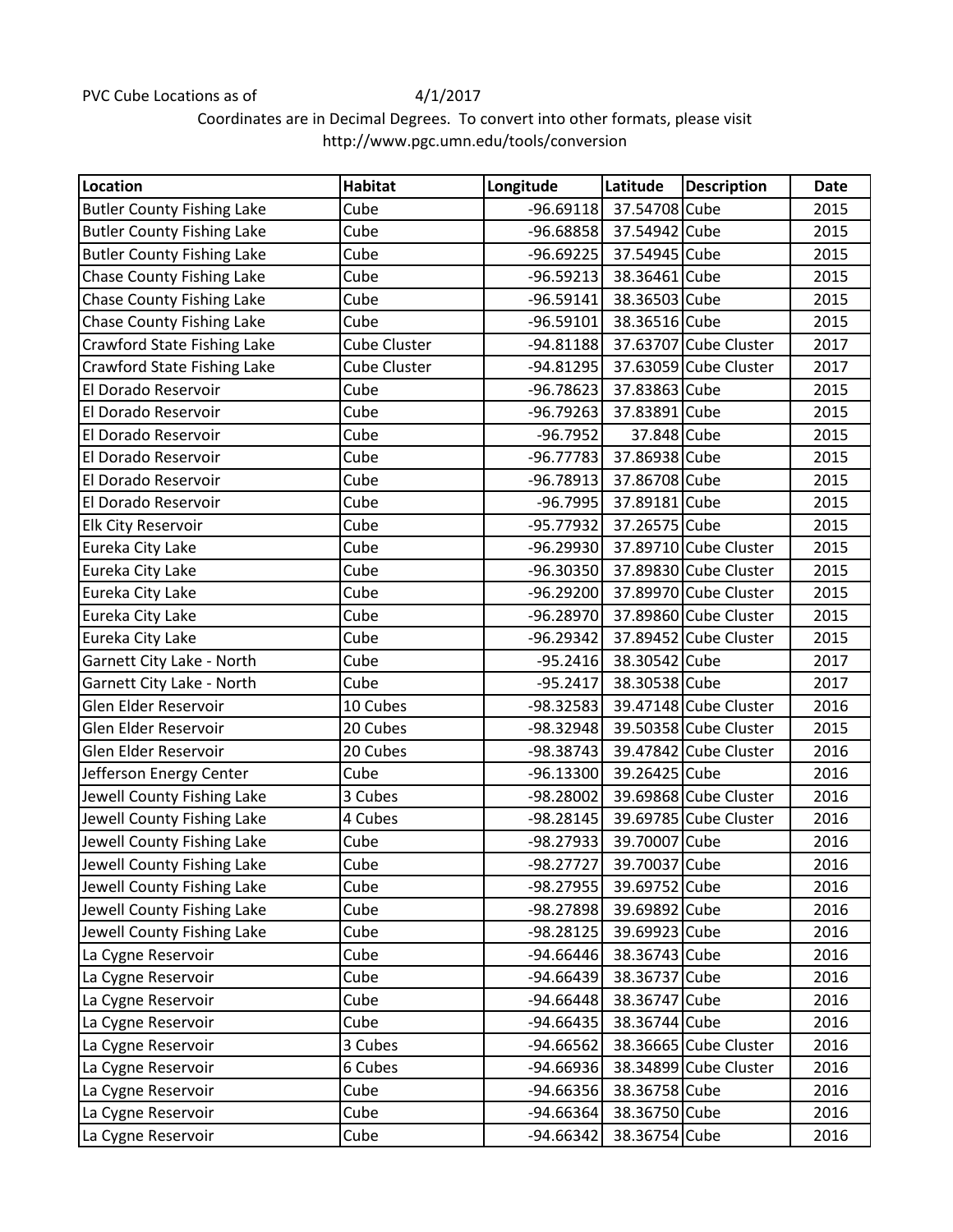PVC Cube Locations as of 4/1/2017

Coordinates are in Decimal Degrees. To convert into other formats, please visit http://www.pgc.umn.edu/tools/conversion

| Location | Habitat | Longitude | Latitude | Description | Date |
|---|---|---|---|---|---|
| Butler County Fishing Lake | Cube | -96.69118 | 37.54708 | Cube | 2015 |
| Butler County Fishing Lake | Cube | -96.68858 | 37.54942 | Cube | 2015 |
| Butler County Fishing Lake | Cube | -96.69225 | 37.54945 | Cube | 2015 |
| Chase County Fishing Lake | Cube | -96.59213 | 38.36461 | Cube | 2015 |
| Chase County Fishing Lake | Cube | -96.59141 | 38.36503 | Cube | 2015 |
| Chase County Fishing Lake | Cube | -96.59101 | 38.36516 | Cube | 2015 |
| Crawford State Fishing Lake | Cube Cluster | -94.81188 | 37.63707 | Cube Cluster | 2017 |
| Crawford State Fishing Lake | Cube Cluster | -94.81295 | 37.63059 | Cube Cluster | 2017 |
| El Dorado Reservoir | Cube | -96.78623 | 37.83863 | Cube | 2015 |
| El Dorado Reservoir | Cube | -96.79263 | 37.83891 | Cube | 2015 |
| El Dorado Reservoir | Cube | -96.7952 | 37.848 | Cube | 2015 |
| El Dorado Reservoir | Cube | -96.77783 | 37.86938 | Cube | 2015 |
| El Dorado Reservoir | Cube | -96.78913 | 37.86708 | Cube | 2015 |
| El Dorado Reservoir | Cube | -96.7995 | 37.89181 | Cube | 2015 |
| Elk City Reservoir | Cube | -95.77932 | 37.26575 | Cube | 2015 |
| Eureka City Lake | Cube | -96.29930 | 37.89710 | Cube Cluster | 2015 |
| Eureka City Lake | Cube | -96.30350 | 37.89830 | Cube Cluster | 2015 |
| Eureka City Lake | Cube | -96.29200 | 37.89970 | Cube Cluster | 2015 |
| Eureka City Lake | Cube | -96.28970 | 37.89860 | Cube Cluster | 2015 |
| Eureka City Lake | Cube | -96.29342 | 37.89452 | Cube Cluster | 2015 |
| Garnett City Lake - North | Cube | -95.2416 | 38.30542 | Cube | 2017 |
| Garnett City Lake - North | Cube | -95.2417 | 38.30538 | Cube | 2017 |
| Glen Elder Reservoir | 10 Cubes | -98.32583 | 39.47148 | Cube Cluster | 2016 |
| Glen Elder Reservoir | 20 Cubes | -98.32948 | 39.50358 | Cube Cluster | 2015 |
| Glen Elder Reservoir | 20 Cubes | -98.38743 | 39.47842 | Cube Cluster | 2016 |
| Jefferson Energy Center | Cube | -96.13300 | 39.26425 | Cube | 2016 |
| Jewell County Fishing Lake | 3 Cubes | -98.28002 | 39.69868 | Cube Cluster | 2016 |
| Jewell County Fishing Lake | 4 Cubes | -98.28145 | 39.69785 | Cube Cluster | 2016 |
| Jewell County Fishing Lake | Cube | -98.27933 | 39.70007 | Cube | 2016 |
| Jewell County Fishing Lake | Cube | -98.27727 | 39.70037 | Cube | 2016 |
| Jewell County Fishing Lake | Cube | -98.27955 | 39.69752 | Cube | 2016 |
| Jewell County Fishing Lake | Cube | -98.27898 | 39.69892 | Cube | 2016 |
| Jewell County Fishing Lake | Cube | -98.28125 | 39.69923 | Cube | 2016 |
| La Cygne Reservoir | Cube | -94.66446 | 38.36743 | Cube | 2016 |
| La Cygne Reservoir | Cube | -94.66439 | 38.36737 | Cube | 2016 |
| La Cygne Reservoir | Cube | -94.66448 | 38.36747 | Cube | 2016 |
| La Cygne Reservoir | Cube | -94.66435 | 38.36744 | Cube | 2016 |
| La Cygne Reservoir | 3 Cubes | -94.66562 | 38.36665 | Cube Cluster | 2016 |
| La Cygne Reservoir | 6 Cubes | -94.66936 | 38.34899 | Cube Cluster | 2016 |
| La Cygne Reservoir | Cube | -94.66356 | 38.36758 | Cube | 2016 |
| La Cygne Reservoir | Cube | -94.66364 | 38.36750 | Cube | 2016 |
| La Cygne Reservoir | Cube | -94.66342 | 38.36754 | Cube | 2016 |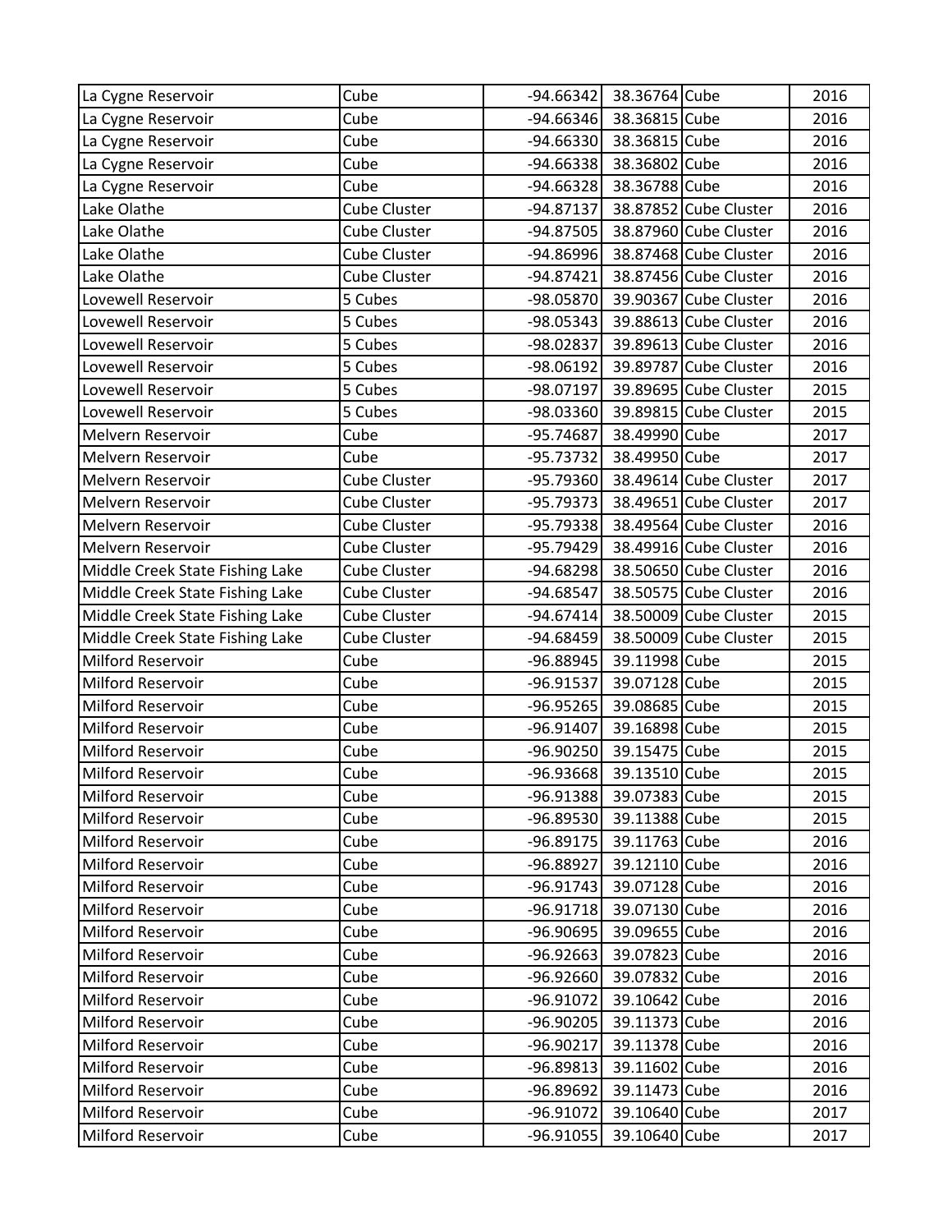| | | | | | |
|---|---|---|---|---|---|
| La Cygne Reservoir | Cube | -94.66342 | 38.36764 | Cube | 2016 |
| La Cygne Reservoir | Cube | -94.66346 | 38.36815 | Cube | 2016 |
| La Cygne Reservoir | Cube | -94.66330 | 38.36815 | Cube | 2016 |
| La Cygne Reservoir | Cube | -94.66338 | 38.36802 | Cube | 2016 |
| La Cygne Reservoir | Cube | -94.66328 | 38.36788 | Cube | 2016 |
| Lake Olathe | Cube Cluster | -94.87137 | 38.87852 | Cube Cluster | 2016 |
| Lake Olathe | Cube Cluster | -94.87505 | 38.87960 | Cube Cluster | 2016 |
| Lake Olathe | Cube Cluster | -94.86996 | 38.87468 | Cube Cluster | 2016 |
| Lake Olathe | Cube Cluster | -94.87421 | 38.87456 | Cube Cluster | 2016 |
| Lovewell Reservoir | 5 Cubes | -98.05870 | 39.90367 | Cube Cluster | 2016 |
| Lovewell Reservoir | 5 Cubes | -98.05343 | 39.88613 | Cube Cluster | 2016 |
| Lovewell Reservoir | 5 Cubes | -98.02837 | 39.89613 | Cube Cluster | 2016 |
| Lovewell Reservoir | 5 Cubes | -98.06192 | 39.89787 | Cube Cluster | 2016 |
| Lovewell Reservoir | 5 Cubes | -98.07197 | 39.89695 | Cube Cluster | 2015 |
| Lovewell Reservoir | 5 Cubes | -98.03360 | 39.89815 | Cube Cluster | 2015 |
| Melvern Reservoir | Cube | -95.74687 | 38.49990 | Cube | 2017 |
| Melvern Reservoir | Cube | -95.73732 | 38.49950 | Cube | 2017 |
| Melvern Reservoir | Cube Cluster | -95.79360 | 38.49614 | Cube Cluster | 2017 |
| Melvern Reservoir | Cube Cluster | -95.79373 | 38.49651 | Cube Cluster | 2017 |
| Melvern Reservoir | Cube Cluster | -95.79338 | 38.49564 | Cube Cluster | 2016 |
| Melvern Reservoir | Cube Cluster | -95.79429 | 38.49916 | Cube Cluster | 2016 |
| Middle Creek State Fishing Lake | Cube Cluster | -94.68298 | 38.50650 | Cube Cluster | 2016 |
| Middle Creek State Fishing Lake | Cube Cluster | -94.68547 | 38.50575 | Cube Cluster | 2016 |
| Middle Creek State Fishing Lake | Cube Cluster | -94.67414 | 38.50009 | Cube Cluster | 2015 |
| Middle Creek State Fishing Lake | Cube Cluster | -94.68459 | 38.50009 | Cube Cluster | 2015 |
| Milford Reservoir | Cube | -96.88945 | 39.11998 | Cube | 2015 |
| Milford Reservoir | Cube | -96.91537 | 39.07128 | Cube | 2015 |
| Milford Reservoir | Cube | -96.95265 | 39.08685 | Cube | 2015 |
| Milford Reservoir | Cube | -96.91407 | 39.16898 | Cube | 2015 |
| Milford Reservoir | Cube | -96.90250 | 39.15475 | Cube | 2015 |
| Milford Reservoir | Cube | -96.93668 | 39.13510 | Cube | 2015 |
| Milford Reservoir | Cube | -96.91388 | 39.07383 | Cube | 2015 |
| Milford Reservoir | Cube | -96.89530 | 39.11388 | Cube | 2015 |
| Milford Reservoir | Cube | -96.89175 | 39.11763 | Cube | 2016 |
| Milford Reservoir | Cube | -96.88927 | 39.12110 | Cube | 2016 |
| Milford Reservoir | Cube | -96.91743 | 39.07128 | Cube | 2016 |
| Milford Reservoir | Cube | -96.91718 | 39.07130 | Cube | 2016 |
| Milford Reservoir | Cube | -96.90695 | 39.09655 | Cube | 2016 |
| Milford Reservoir | Cube | -96.92663 | 39.07823 | Cube | 2016 |
| Milford Reservoir | Cube | -96.92660 | 39.07832 | Cube | 2016 |
| Milford Reservoir | Cube | -96.91072 | 39.10642 | Cube | 2016 |
| Milford Reservoir | Cube | -96.90205 | 39.11373 | Cube | 2016 |
| Milford Reservoir | Cube | -96.90217 | 39.11378 | Cube | 2016 |
| Milford Reservoir | Cube | -96.89813 | 39.11602 | Cube | 2016 |
| Milford Reservoir | Cube | -96.89692 | 39.11473 | Cube | 2016 |
| Milford Reservoir | Cube | -96.91072 | 39.10640 | Cube | 2017 |
| Milford Reservoir | Cube | -96.91055 | 39.10640 | Cube | 2017 |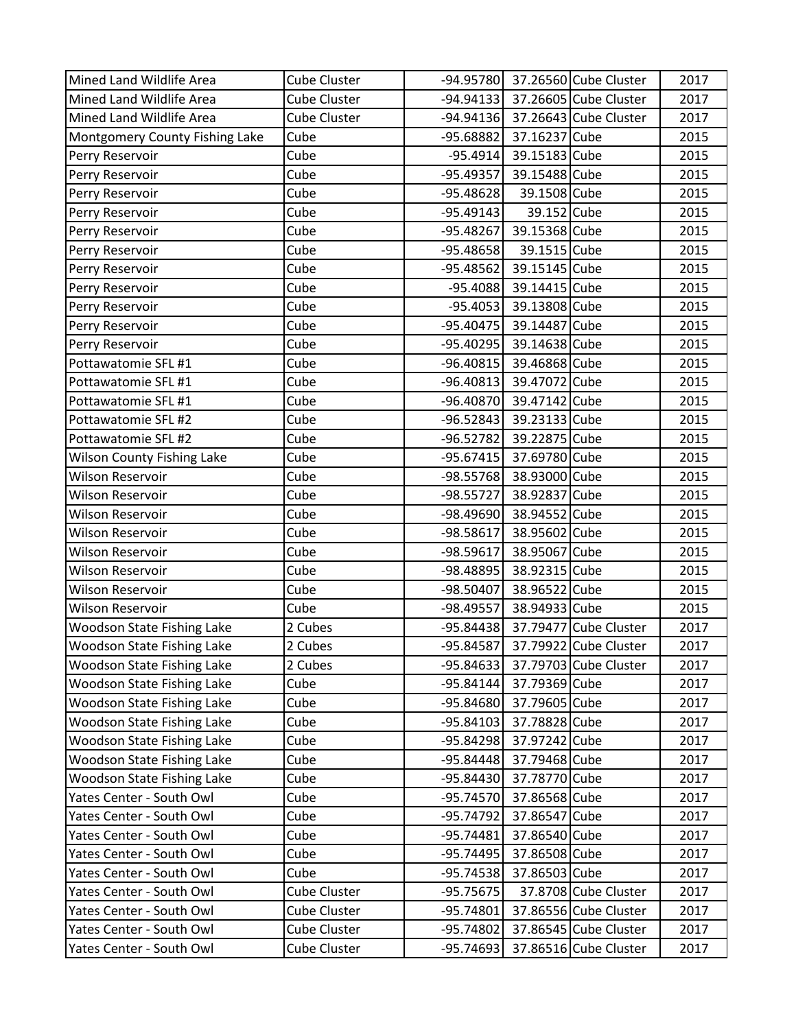| Mined Land Wildlife Area | Cube Cluster | -94.95780 | 37.26560 | Cube Cluster | 2017 |
|---|---|---|---|---|---|
| Mined Land Wildlife Area | Cube Cluster | -94.94133 | 37.26605 | Cube Cluster | 2017 |
| Mined Land Wildlife Area | Cube Cluster | -94.94136 | 37.26643 | Cube Cluster | 2017 |
| Montgomery County Fishing Lake | Cube | -95.68882 | 37.16237 | Cube | 2015 |
| Perry Reservoir | Cube | -95.4914 | 39.15183 | Cube | 2015 |
| Perry Reservoir | Cube | -95.49357 | 39.15488 | Cube | 2015 |
| Perry Reservoir | Cube | -95.48628 | 39.1508 | Cube | 2015 |
| Perry Reservoir | Cube | -95.49143 | 39.152 | Cube | 2015 |
| Perry Reservoir | Cube | -95.48267 | 39.15368 | Cube | 2015 |
| Perry Reservoir | Cube | -95.48658 | 39.1515 | Cube | 2015 |
| Perry Reservoir | Cube | -95.48562 | 39.15145 | Cube | 2015 |
| Perry Reservoir | Cube | -95.4088 | 39.14415 | Cube | 2015 |
| Perry Reservoir | Cube | -95.4053 | 39.13808 | Cube | 2015 |
| Perry Reservoir | Cube | -95.40475 | 39.14487 | Cube | 2015 |
| Perry Reservoir | Cube | -95.40295 | 39.14638 | Cube | 2015 |
| Pottawatomie SFL #1 | Cube | -96.40815 | 39.46868 | Cube | 2015 |
| Pottawatomie SFL #1 | Cube | -96.40813 | 39.47072 | Cube | 2015 |
| Pottawatomie SFL #1 | Cube | -96.40870 | 39.47142 | Cube | 2015 |
| Pottawatomie SFL #2 | Cube | -96.52843 | 39.23133 | Cube | 2015 |
| Pottawatomie SFL #2 | Cube | -96.52782 | 39.22875 | Cube | 2015 |
| Wilson County Fishing Lake | Cube | -95.67415 | 37.69780 | Cube | 2015 |
| Wilson Reservoir | Cube | -98.55768 | 38.93000 | Cube | 2015 |
| Wilson Reservoir | Cube | -98.55727 | 38.92837 | Cube | 2015 |
| Wilson Reservoir | Cube | -98.49690 | 38.94552 | Cube | 2015 |
| Wilson Reservoir | Cube | -98.58617 | 38.95602 | Cube | 2015 |
| Wilson Reservoir | Cube | -98.59617 | 38.95067 | Cube | 2015 |
| Wilson Reservoir | Cube | -98.48895 | 38.92315 | Cube | 2015 |
| Wilson Reservoir | Cube | -98.50407 | 38.96522 | Cube | 2015 |
| Wilson Reservoir | Cube | -98.49557 | 38.94933 | Cube | 2015 |
| Woodson State Fishing Lake | 2 Cubes | -95.84438 | 37.79477 | Cube Cluster | 2017 |
| Woodson State Fishing Lake | 2 Cubes | -95.84587 | 37.79922 | Cube Cluster | 2017 |
| Woodson State Fishing Lake | 2 Cubes | -95.84633 | 37.79703 | Cube Cluster | 2017 |
| Woodson State Fishing Lake | Cube | -95.84144 | 37.79369 | Cube | 2017 |
| Woodson State Fishing Lake | Cube | -95.84680 | 37.79605 | Cube | 2017 |
| Woodson State Fishing Lake | Cube | -95.84103 | 37.78828 | Cube | 2017 |
| Woodson State Fishing Lake | Cube | -95.84298 | 37.97242 | Cube | 2017 |
| Woodson State Fishing Lake | Cube | -95.84448 | 37.79468 | Cube | 2017 |
| Woodson State Fishing Lake | Cube | -95.84430 | 37.78770 | Cube | 2017 |
| Yates Center - South Owl | Cube | -95.74570 | 37.86568 | Cube | 2017 |
| Yates Center - South Owl | Cube | -95.74792 | 37.86547 | Cube | 2017 |
| Yates Center - South Owl | Cube | -95.74481 | 37.86540 | Cube | 2017 |
| Yates Center - South Owl | Cube | -95.74495 | 37.86508 | Cube | 2017 |
| Yates Center - South Owl | Cube | -95.74538 | 37.86503 | Cube | 2017 |
| Yates Center - South Owl | Cube Cluster | -95.75675 | 37.8708 | Cube Cluster | 2017 |
| Yates Center - South Owl | Cube Cluster | -95.74801 | 37.86556 | Cube Cluster | 2017 |
| Yates Center - South Owl | Cube Cluster | -95.74802 | 37.86545 | Cube Cluster | 2017 |
| Yates Center - South Owl | Cube Cluster | -95.74693 | 37.86516 | Cube Cluster | 2017 |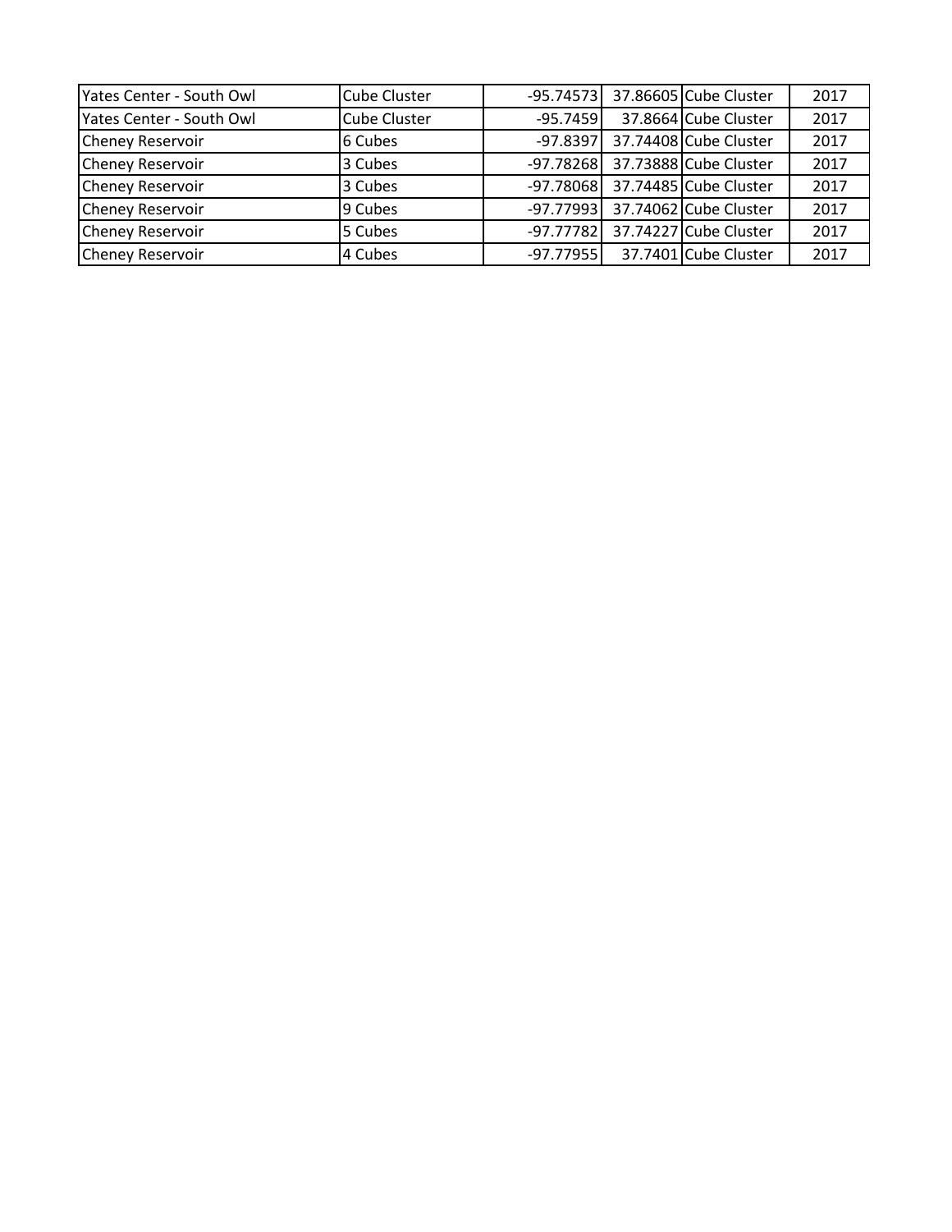| | | | | | |
|---|---|---|---|---|---|
| Yates Center - South Owl | Cube Cluster | -95.74573 | 37.86605 | Cube Cluster | 2017 |
| Yates Center - South Owl | Cube Cluster | -95.7459 | 37.8664 | Cube Cluster | 2017 |
| Cheney Reservoir | 6 Cubes | -97.8397 | 37.74408 | Cube Cluster | 2017 |
| Cheney Reservoir | 3 Cubes | -97.78268 | 37.73888 | Cube Cluster | 2017 |
| Cheney Reservoir | 3 Cubes | -97.78068 | 37.74485 | Cube Cluster | 2017 |
| Cheney Reservoir | 9 Cubes | -97.77993 | 37.74062 | Cube Cluster | 2017 |
| Cheney Reservoir | 5 Cubes | -97.77782 | 37.74227 | Cube Cluster | 2017 |
| Cheney Reservoir | 4 Cubes | -97.77955 | 37.7401 | Cube Cluster | 2017 |